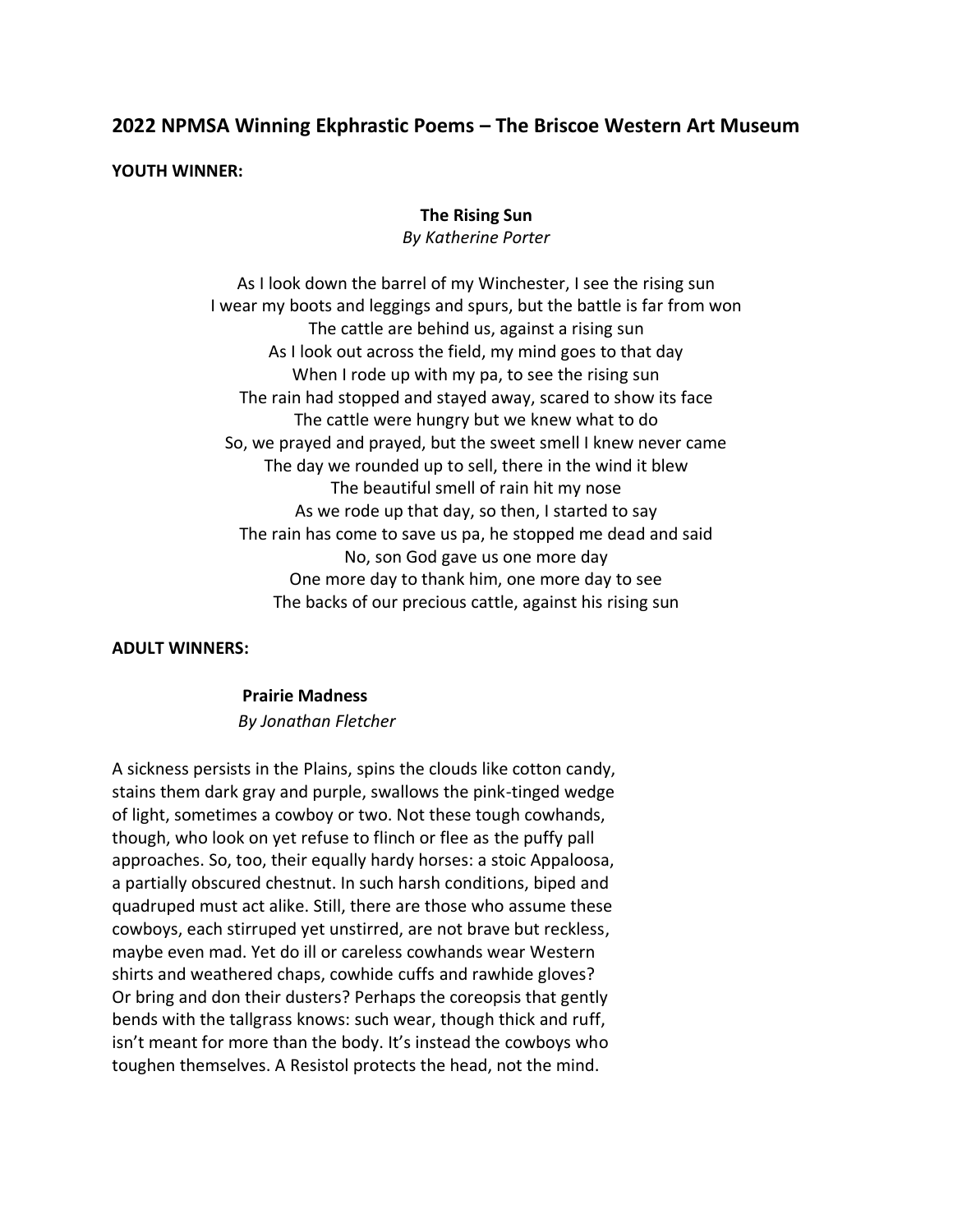## 2022 NPMSA Winning Ekphrastic Poems – The Briscoe Western Art Museum

**YOUTH WINNER:**

**The Rising Sun**

*By Katherine Porter*

As I look down the barrel of my Winchester, I see the rising sun  
I wear my boots and leggings and spurs, but the battle is far from won  
The cattle are behind us, against a rising sun  
As I look out across the field, my mind goes to that day  
When I rode up with my pa, to see the rising sun  
The rain had stopped and stayed away, scared to show its face  
The cattle were hungry but we knew what to do  
So, we prayed and prayed, but the sweet smell I knew never came  
The day we rounded up to sell, there in the wind it blew  
The beautiful smell of rain hit my nose  
As we rode up that day, so then, I started to say  
The rain has come to save us pa, he stopped me dead and said  
No, son God gave us one more day  
One more day to thank him, one more day to see  
The backs of our precious cattle, against his rising sun

**ADULT WINNERS:**

**Prairie Madness**

*By Jonathan Fletcher*

A sickness persists in the Plains, spins the clouds like cotton candy, stains them dark gray and purple, swallows the pink-tinged wedge of light, sometimes a cowboy or two. Not these tough cowhands, though, who look on yet refuse to flinch or flee as the puffy pall approaches. So, too, their equally hardy horses: a stoic Appaloosa, a partially obscured chestnut. In such harsh conditions, biped and quadruped must act alike. Still, there are those who assume these cowboys, each stirruped yet unstirred, are not brave but reckless, maybe even mad. Yet do ill or careless cowhands wear Western shirts and weathered chaps, cowhide cuffs and rawhide gloves? Or bring and don their dusters? Perhaps the coreopsis that gently bends with the tallgrass knows: such wear, though thick and ruff, isn't meant for more than the body. It's instead the cowboys who toughen themselves. A Resistol protects the head, not the mind.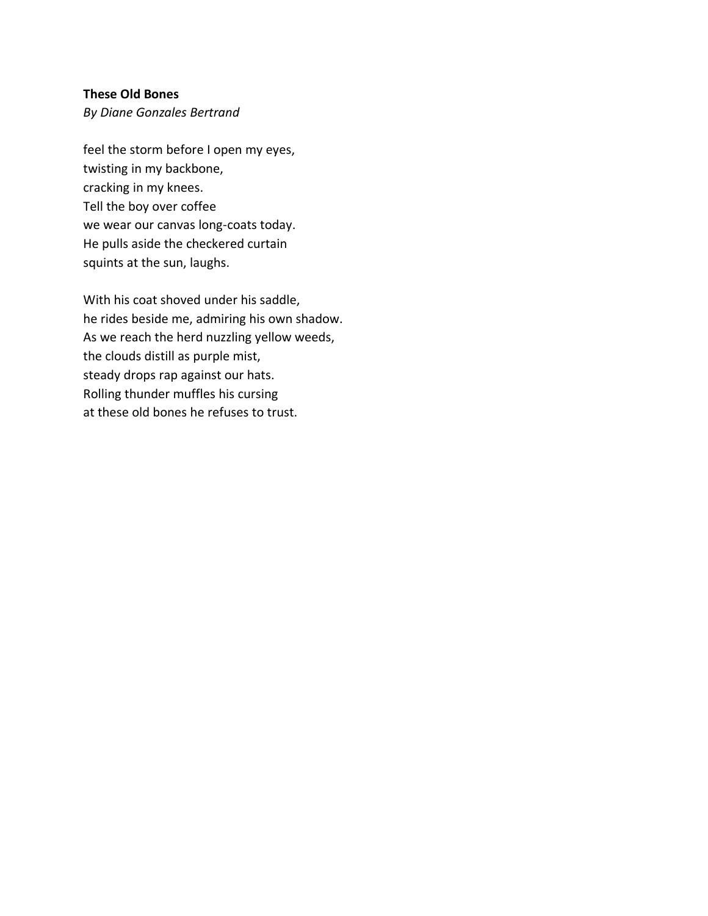**These Old Bones**

*By Diane Gonzales Bertrand*

feel the storm before I open my eyes,
twisting in my backbone,
cracking in my knees.
Tell the boy over coffee
we wear our canvas long-coats today.
He pulls aside the checkered curtain
squints at the sun, laughs.

With his coat shoved under his saddle,
he rides beside me, admiring his own shadow.
As we reach the herd nuzzling yellow weeds,
the clouds distill as purple mist,
steady drops rap against our hats.
Rolling thunder muffles his cursing
at these old bones he refuses to trust.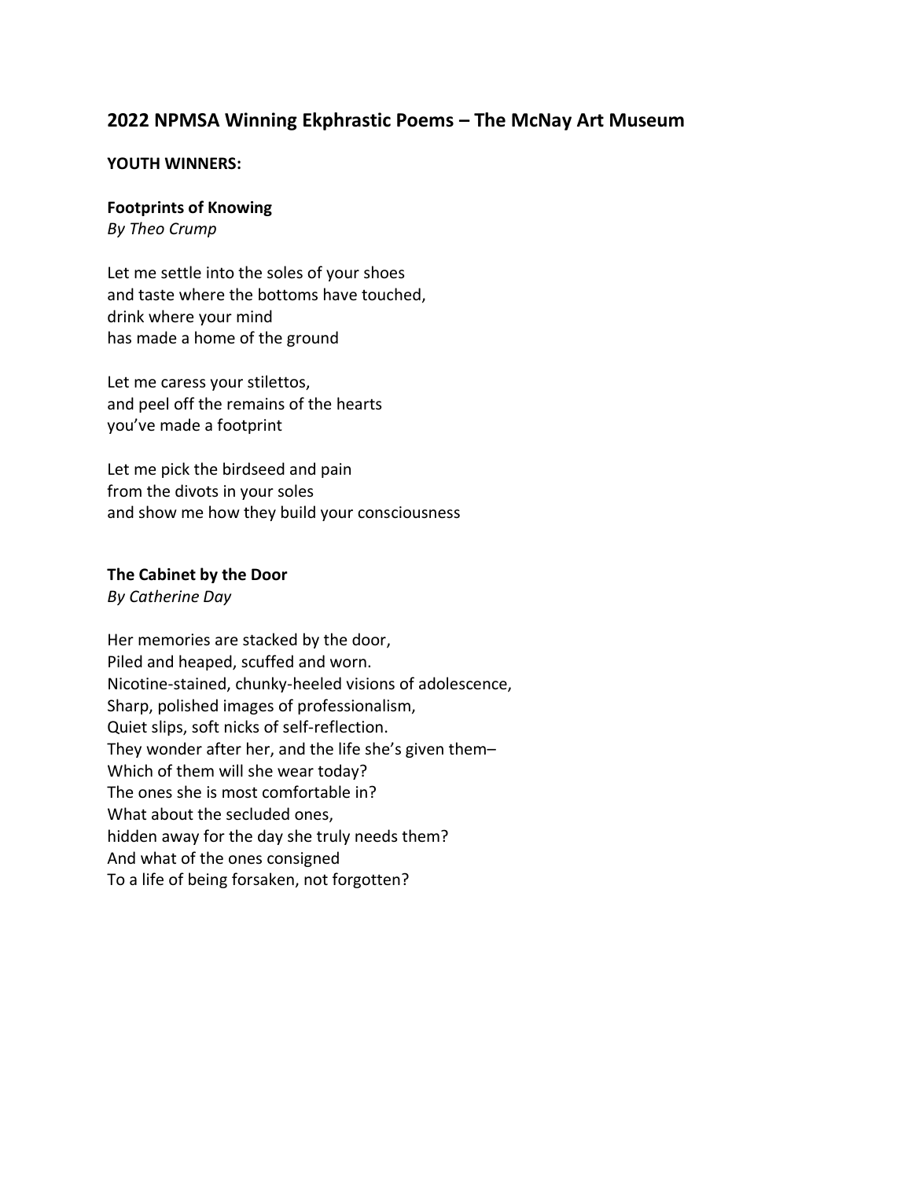## 2022 NPMSA Winning Ekphrastic Poems – The McNay Art Museum

**YOUTH WINNERS:**

**Footprints of Knowing**
*By Theo Crump*

Let me settle into the soles of your shoes
and taste where the bottoms have touched,
drink where your mind
has made a home of the ground

Let me caress your stilettos,
and peel off the remains of the hearts
you've made a footprint

Let me pick the birdseed and pain
from the divots in your soles
and show me how they build your consciousness

**The Cabinet by the Door**
*By Catherine Day*

Her memories are stacked by the door,
Piled and heaped, scuffed and worn.
Nicotine-stained, chunky-heeled visions of adolescence,
Sharp, polished images of professionalism,
Quiet slips, soft nicks of self-reflection.
They wonder after her, and the life she's given them–
Which of them will she wear today?
The ones she is most comfortable in?
What about the secluded ones,
hidden away for the day she truly needs them?
And what of the ones consigned
To a life of being forsaken, not forgotten?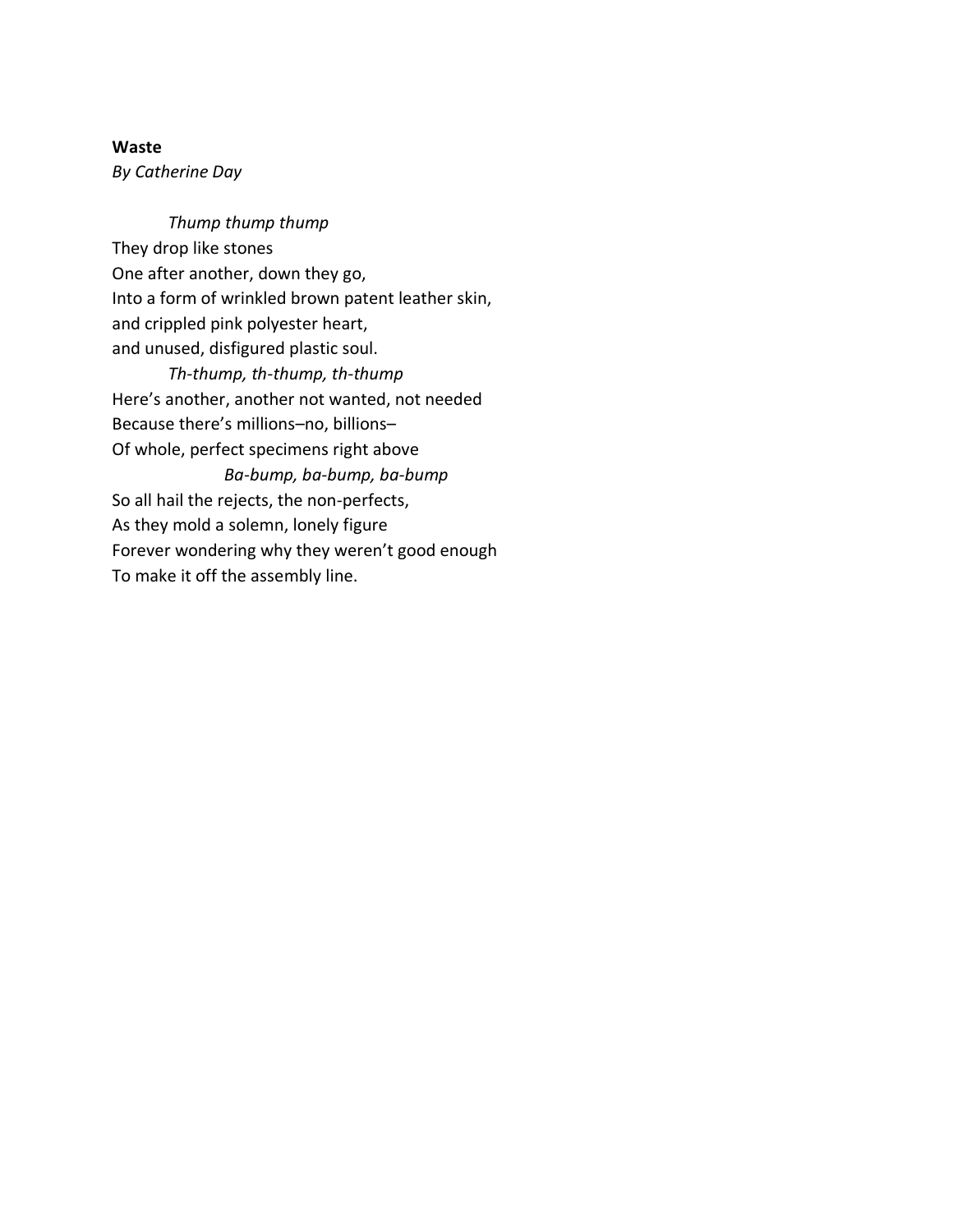**Waste**

*By Catherine Day*

*Thump thump thump*  
They drop like stones  
One after another, down they go,  
Into a form of wrinkled brown patent leather skin,  
and crippled pink polyester heart,  
and unused, disfigured plastic soul.  
*Th-thump, th-thump, th-thump*  
Here's another, another not wanted, not needed  
Because there's millions–no, billions–  
Of whole, perfect specimens right above  
*Ba-bump, ba-bump, ba-bump*  
So all hail the rejects, the non-perfects,  
As they mold a solemn, lonely figure  
Forever wondering why they weren't good enough  
To make it off the assembly line.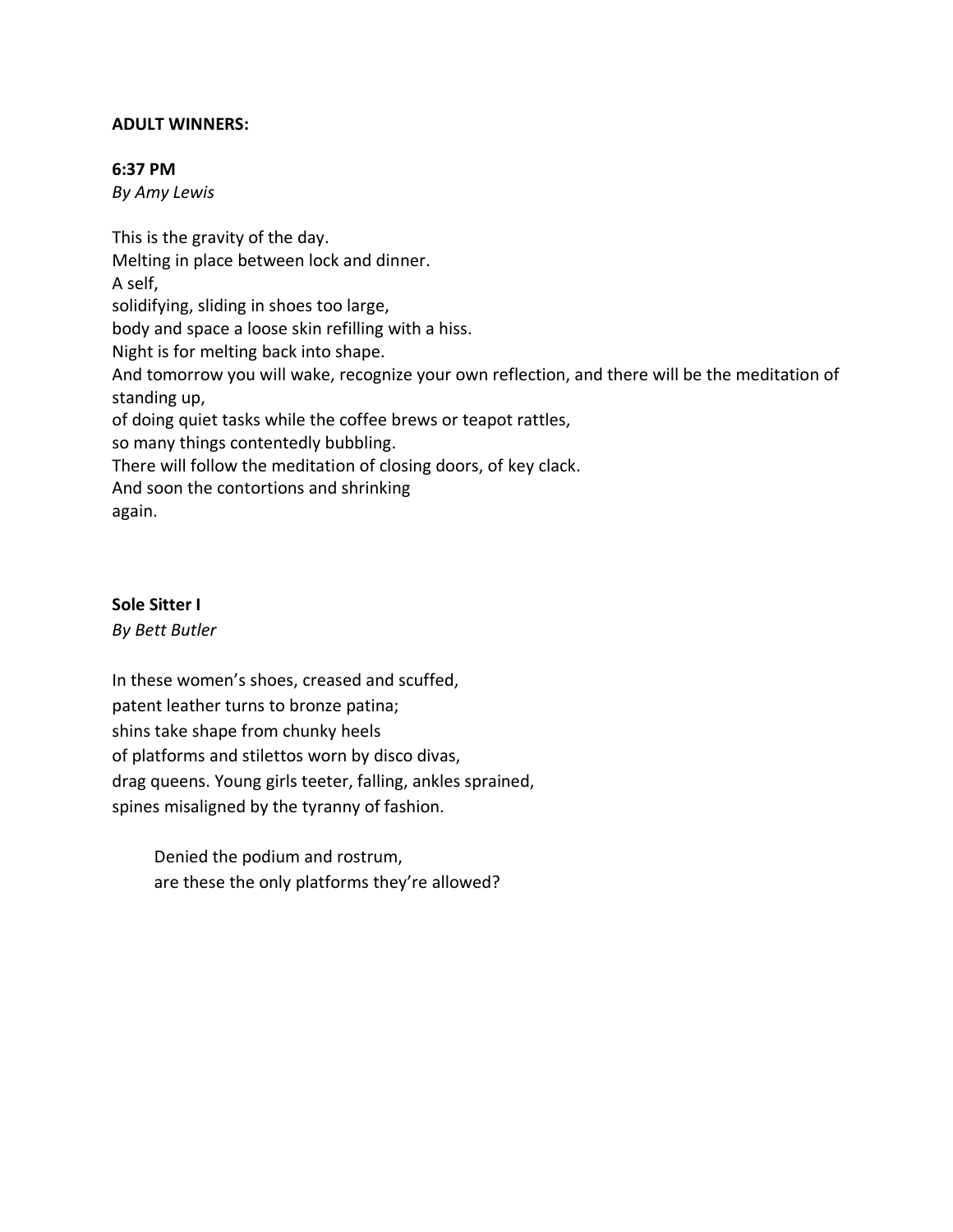**ADULT WINNERS:**

**6:37 PM**

*By Amy Lewis*

This is the gravity of the day.  
Melting in place between lock and dinner.  
A self,  
solidifying, sliding in shoes too large,  
body and space a loose skin refilling with a hiss.  
Night is for melting back into shape.  
And tomorrow you will wake, recognize your own reflection, and there will be the meditation of standing up,  
of doing quiet tasks while the coffee brews or teapot rattles,  
so many things contentedly bubbling.  
There will follow the meditation of closing doors, of key clack.  
And soon the contortions and shrinking  
again.

**Sole Sitter I**

*By Bett Butler*

In these women's shoes, creased and scuffed,  
patent leather turns to bronze patina;  
shins take shape from chunky heels  
of platforms and stilettos worn by disco divas,  
drag queens. Young girls teeter, falling, ankles sprained,  
spines misaligned by the tyranny of fashion.

> Denied the podium and rostrum,  
> are these the only platforms they're allowed?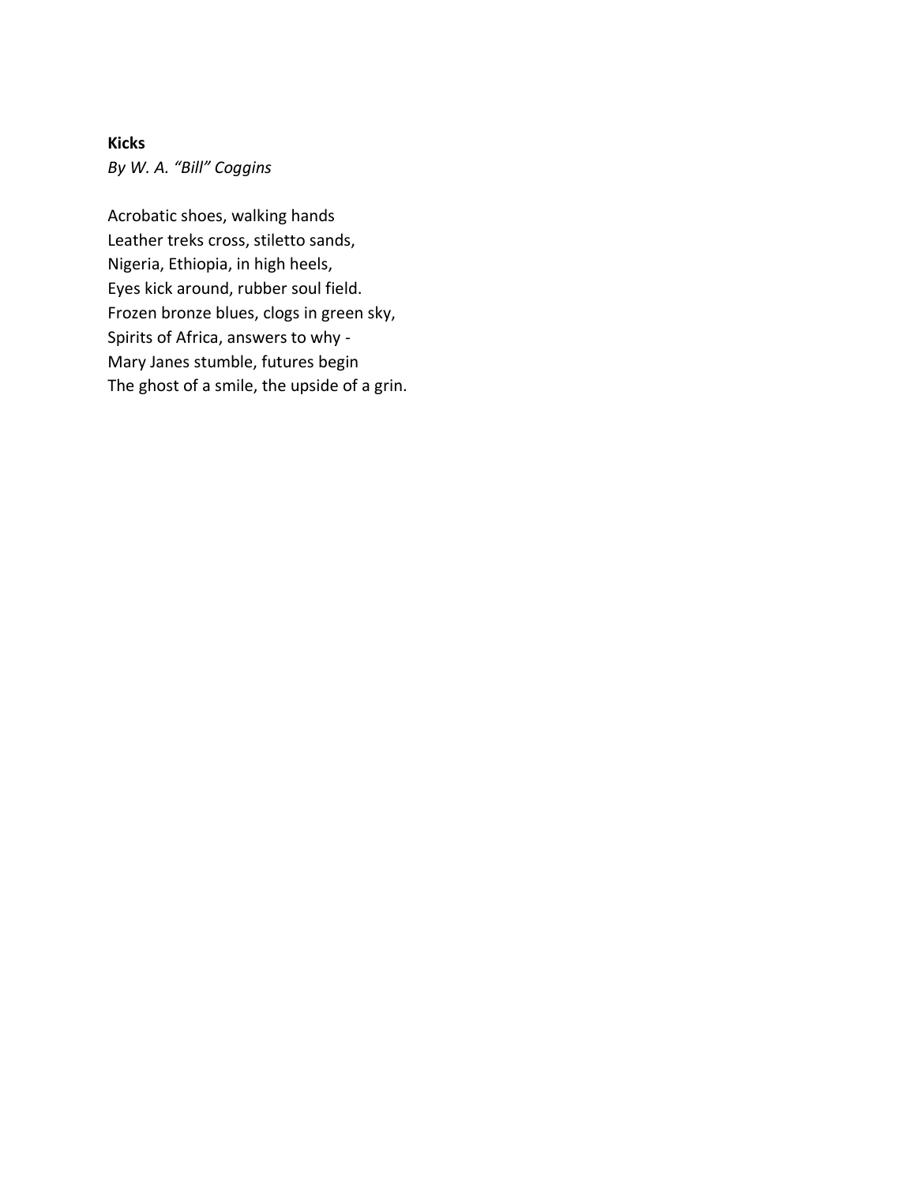**Kicks**

*By W. A. “Bill” Coggins*

Acrobatic shoes, walking hands  
Leather treks cross, stiletto sands,  
Nigeria, Ethiopia, in high heels,  
Eyes kick around, rubber soul field.  
Frozen bronze blues, clogs in green sky,  
Spirits of Africa, answers to why -  
Mary Janes stumble, futures begin  
The ghost of a smile, the upside of a grin.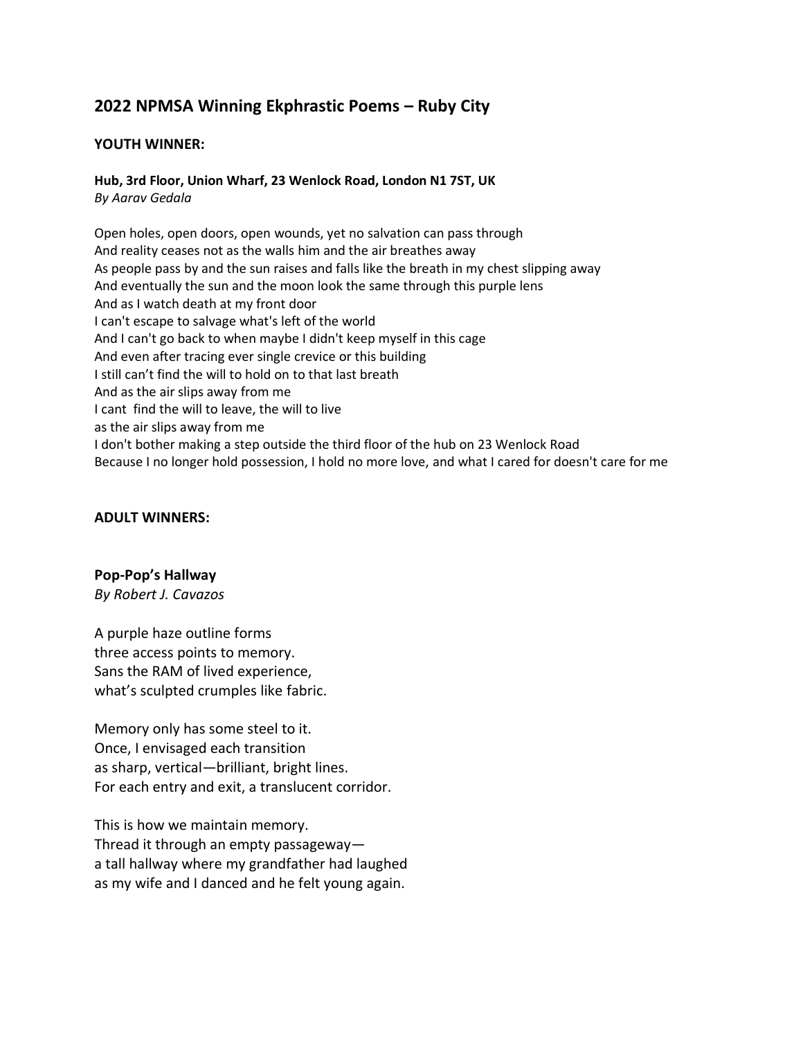## 2022 NPMSA Winning Ekphrastic Poems – Ruby City

### YOUTH WINNER:

#### Hub, 3rd Floor, Union Wharf, 23 Wenlock Road, London N1 7ST, UK

*By Aarav Gedala*

Open holes, open doors, open wounds, yet no salvation can pass through
And reality ceases not as the walls him and the air breathes away
As people pass by and the sun raises and falls like the breath in my chest slipping away
And eventually the sun and the moon look the same through this purple lens
And as I watch death at my front door
I can't escape to salvage what's left of the world
And I can't go back to when maybe I didn't keep myself in this cage
And even after tracing ever single crevice or this building
I still can't find the will to hold on to that last breath
And as the air slips away from me
I cant  find the will to leave, the will to live
as the air slips away from me
I don't bother making a step outside the third floor of the hub on 23 Wenlock Road
Because I no longer hold possession, I hold no more love, and what I cared for doesn't care for me

### ADULT WINNERS:

#### Pop-Pop's Hallway

*By Robert J. Cavazos*

A purple haze outline forms
three access points to memory.
Sans the RAM of lived experience,
what's sculpted crumples like fabric.

Memory only has some steel to it.
Once, I envisaged each transition
as sharp, vertical—brilliant, bright lines.
For each entry and exit, a translucent corridor.

This is how we maintain memory.
Thread it through an empty passageway—
a tall hallway where my grandfather had laughed
as my wife and I danced and he felt young again.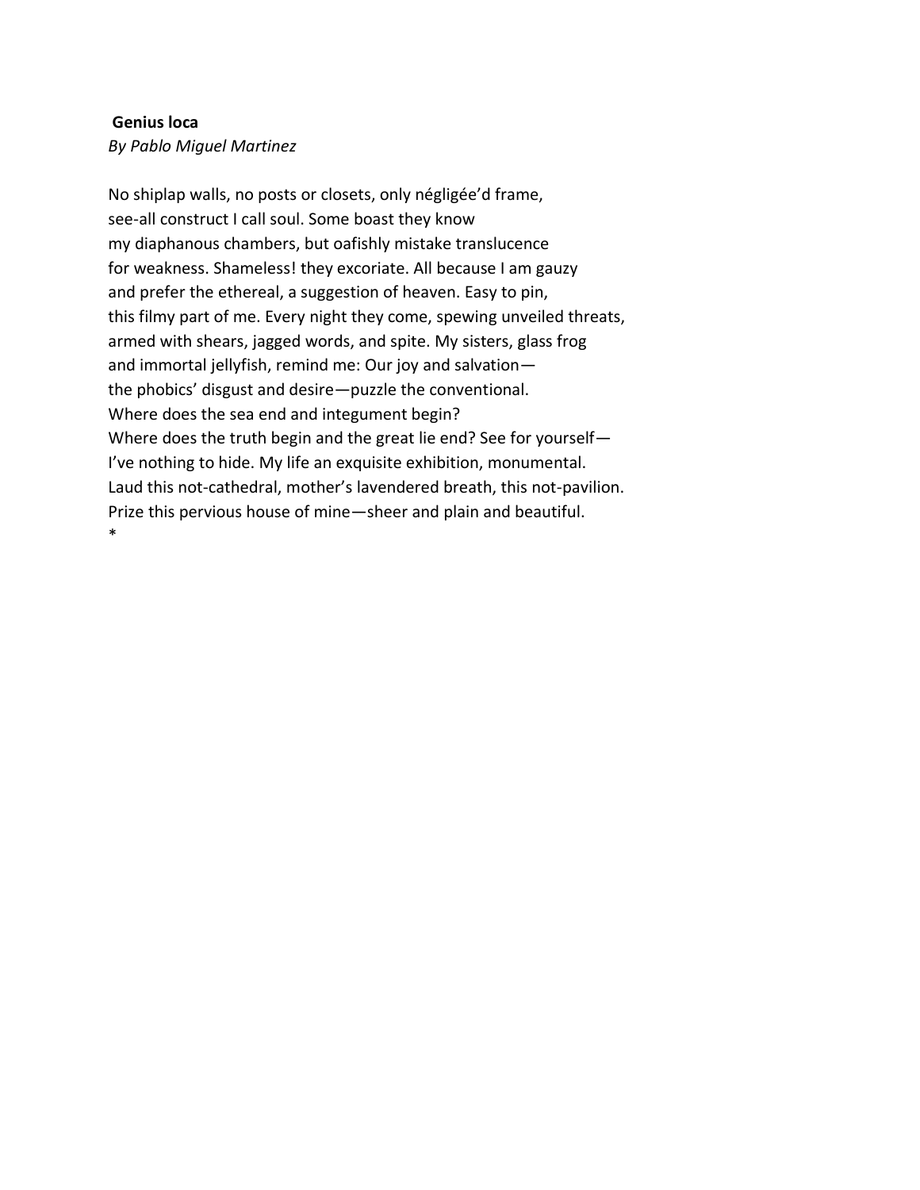**Genius loca**

*By Pablo Miguel Martinez*

No shiplap walls, no posts or closets, only négligée'd frame,  
see-all construct I call soul. Some boast they know  
my diaphanous chambers, but oafishly mistake translucence  
for weakness. Shameless! they excoriate. All because I am gauzy  
and prefer the ethereal, a suggestion of heaven. Easy to pin,  
this filmy part of me. Every night they come, spewing unveiled threats,  
armed with shears, jagged words, and spite. My sisters, glass frog  
and immortal jellyfish, remind me: Our joy and salvation—  
the phobics' disgust and desire—puzzle the conventional.  
Where does the sea end and integument begin?  
Where does the truth begin and the great lie end? See for yourself—  
I've nothing to hide. My life an exquisite exhibition, monumental.  
Laud this not-cathedral, mother's lavendered breath, this not-pavilion.  
Prize this pervious house of mine—sheer and plain and beautiful.

*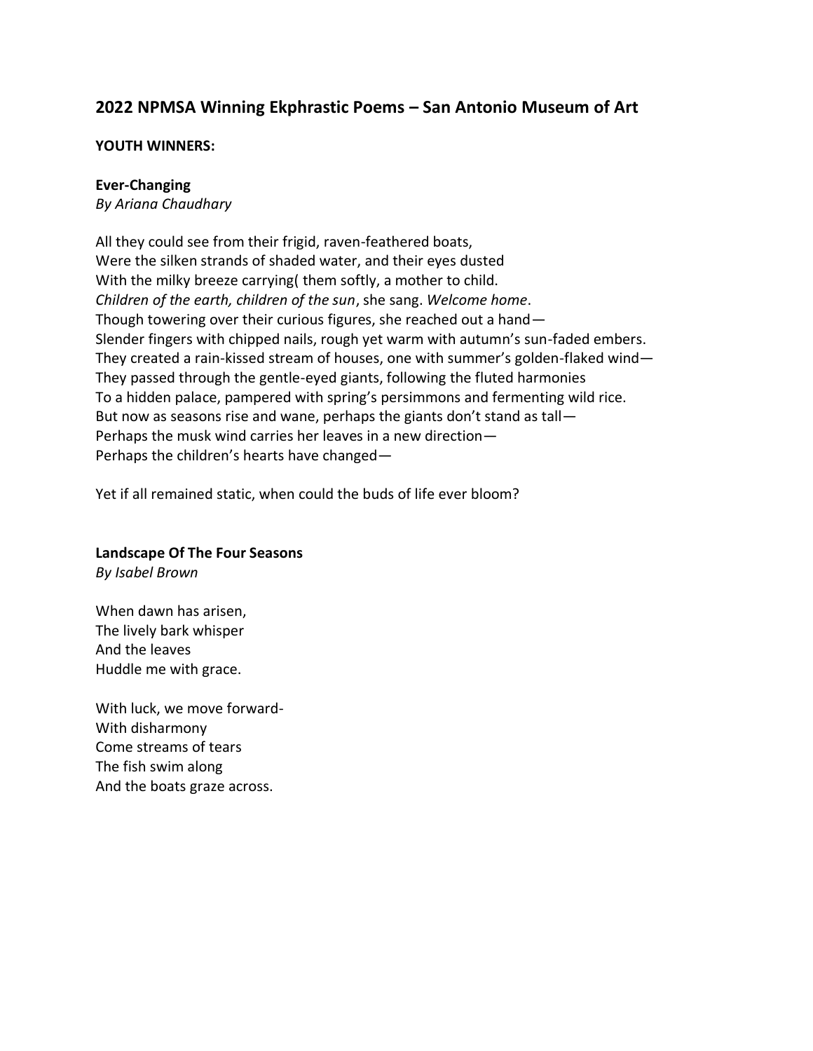## 2022 NPMSA Winning Ekphrastic Poems – San Antonio Museum of Art

**YOUTH WINNERS:**

**Ever-Changing**
*By Ariana Chaudhary*

All they could see from their frigid, raven-feathered boats,
Were the silken strands of shaded water, and their eyes dusted
With the milky breeze carrying( them softly, a mother to child.
*Children of the earth, children of the sun*, she sang. *Welcome home*.
Though towering over their curious figures, she reached out a hand—
Slender fingers with chipped nails, rough yet warm with autumn's sun-faded embers.
They created a rain-kissed stream of houses, one with summer's golden-flaked wind—
They passed through the gentle-eyed giants, following the fluted harmonies
To a hidden palace, pampered with spring's persimmons and fermenting wild rice.
But now as seasons rise and wane, perhaps the giants don't stand as tall—
Perhaps the musk wind carries her leaves in a new direction—
Perhaps the children's hearts have changed—

Yet if all remained static, when could the buds of life ever bloom?

**Landscape Of The Four Seasons**
*By Isabel Brown*

When dawn has arisen,
The lively bark whisper
And the leaves
Huddle me with grace.

With luck, we move forward-
With disharmony
Come streams of tears
The fish swim along
And the boats graze across.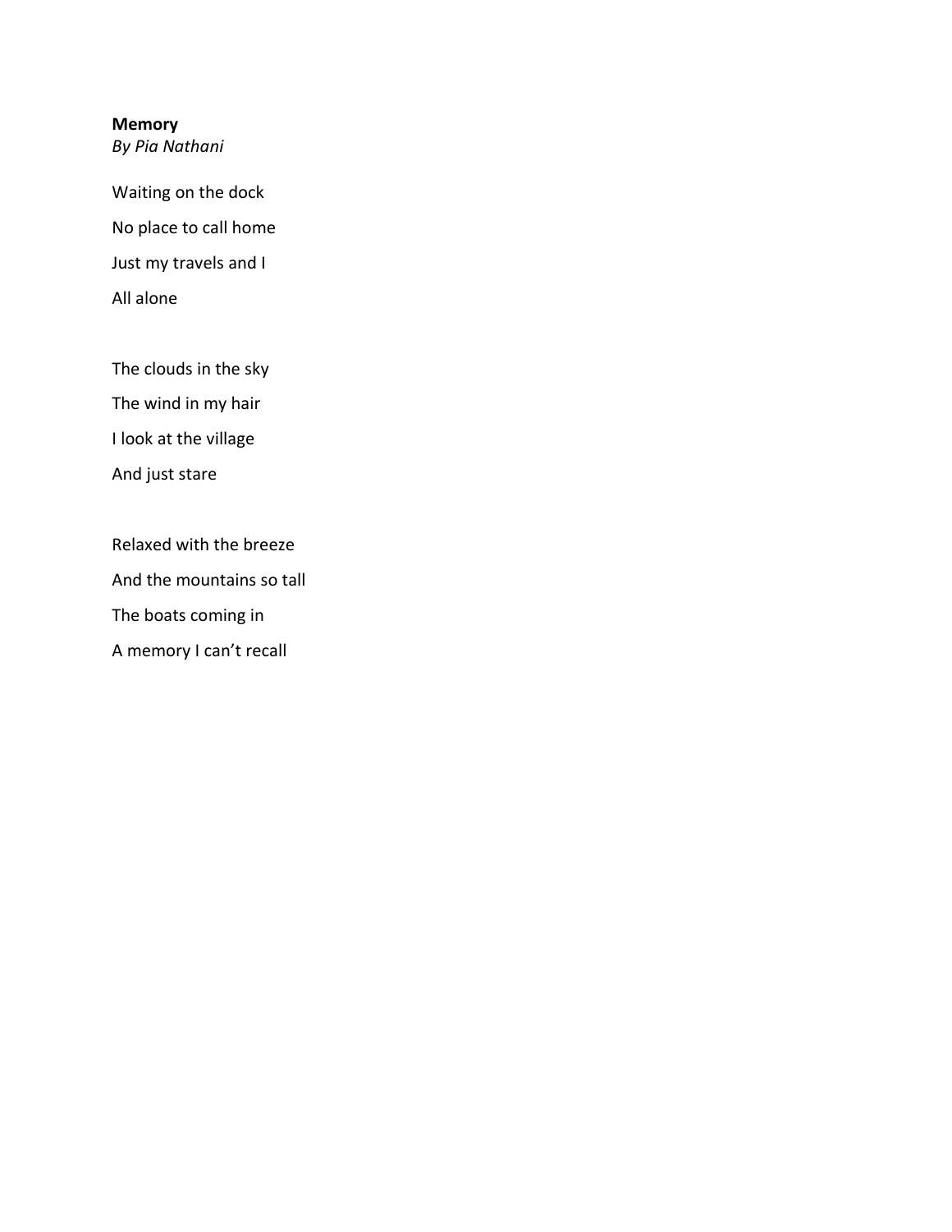**Memory**
*By Pia Nathani*

Waiting on the dock
No place to call home
Just my travels and I
All alone

The clouds in the sky
The wind in my hair
I look at the village
And just stare

Relaxed with the breeze
And the mountains so tall
The boats coming in
A memory I can't recall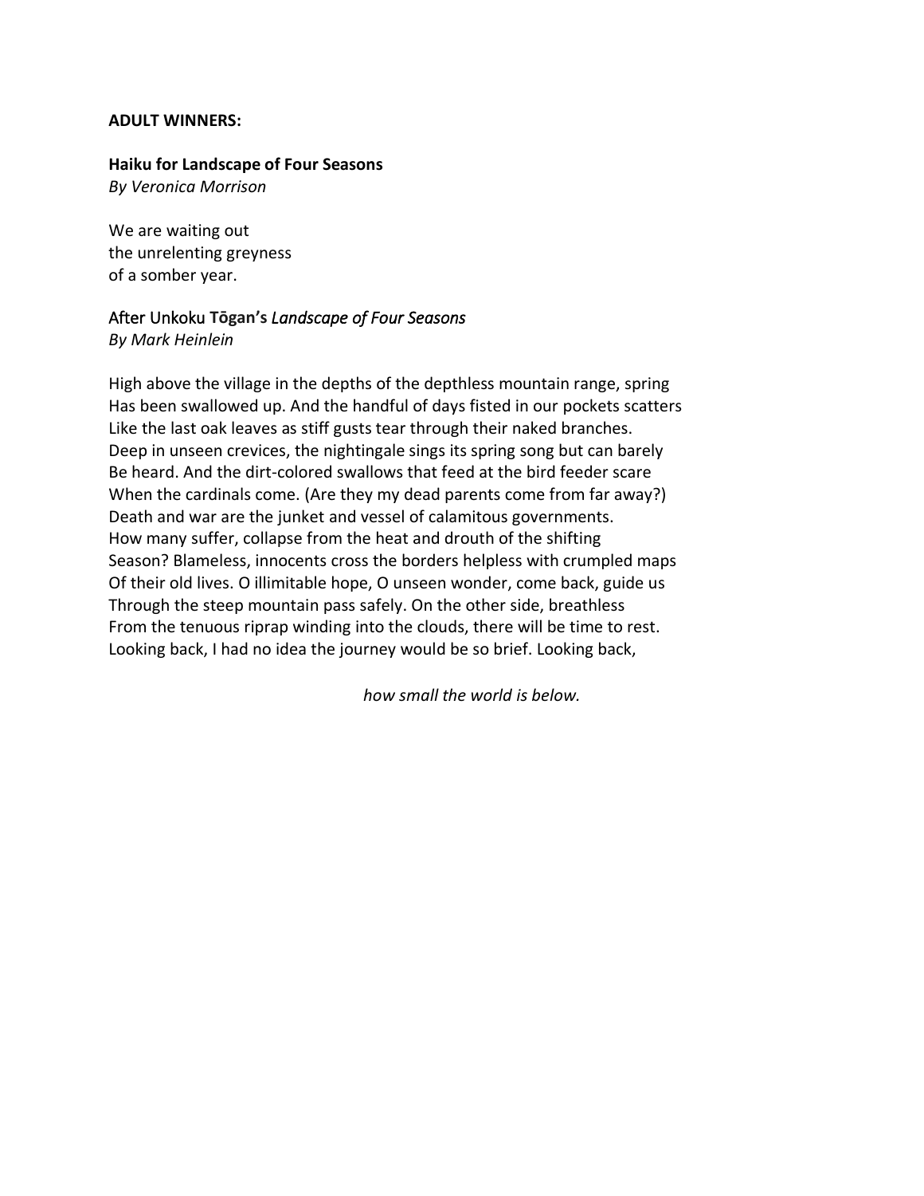**ADULT WINNERS:**

**Haiku for Landscape of Four Seasons**
*By Veronica Morrison*

We are waiting out
the unrelenting greyness
of a somber year.

After Unkoku **Tōgan's** *Landscape of Four Seasons*
*By Mark Heinlein*

High above the village in the depths of the depthless mountain range, spring
Has been swallowed up. And the handful of days fisted in our pockets scatters
Like the last oak leaves as stiff gusts tear through their naked branches.
Deep in unseen crevices, the nightingale sings its spring song but can barely
Be heard. And the dirt-colored swallows that feed at the bird feeder scare
When the cardinals come. (Are they my dead parents come from far away?)
Death and war are the junket and vessel of calamitous governments.
How many suffer, collapse from the heat and drouth of the shifting
Season? Blameless, innocents cross the borders helpless with crumpled maps
Of their old lives. O illimitable hope, O unseen wonder, come back, guide us
Through the steep mountain pass safely. On the other side, breathless
From the tenuous riprap winding into the clouds, there will be time to rest.
Looking back, I had no idea the journey would be so brief. Looking back,

*how small the world is below.*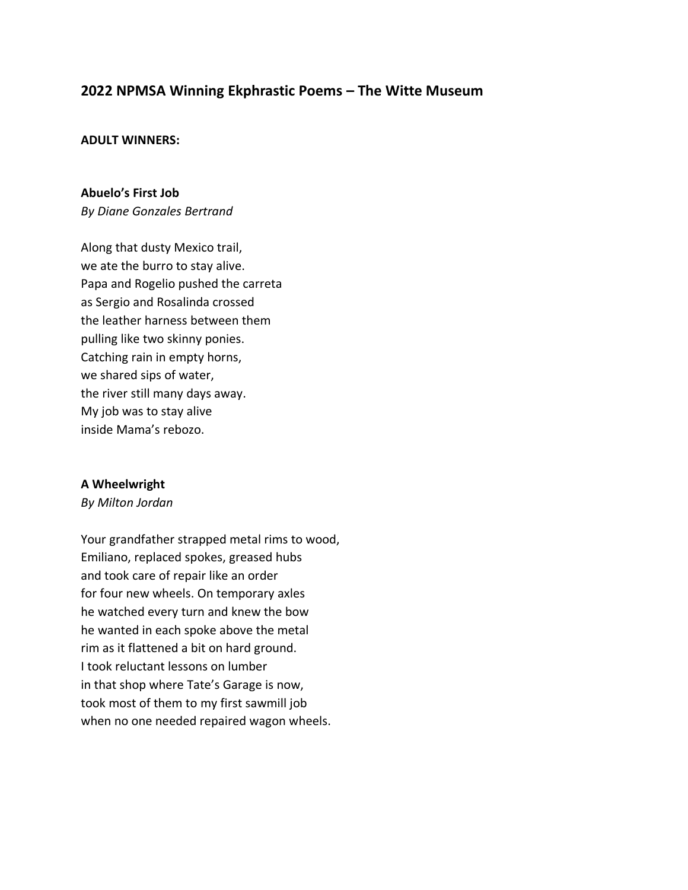## 2022 NPMSA Winning Ekphrastic Poems – The Witte Museum

**ADULT WINNERS:**

### Abuelo's First Job

*By Diane Gonzales Bertrand*

Along that dusty Mexico trail,  
we ate the burro to stay alive.  
Papa and Rogelio pushed the carreta  
as Sergio and Rosalinda crossed  
the leather harness between them  
pulling like two skinny ponies.  
Catching rain in empty horns,  
we shared sips of water,  
the river still many days away.  
My job was to stay alive  
inside Mama's rebozo.

### A Wheelwright

*By Milton Jordan*

Your grandfather strapped metal rims to wood,  
Emiliano, replaced spokes, greased hubs  
and took care of repair like an order  
for four new wheels. On temporary axles  
he watched every turn and knew the bow  
he wanted in each spoke above the metal  
rim as it flattened a bit on hard ground.  
I took reluctant lessons on lumber  
in that shop where Tate's Garage is now,  
took most of them to my first sawmill job  
when no one needed repaired wagon wheels.